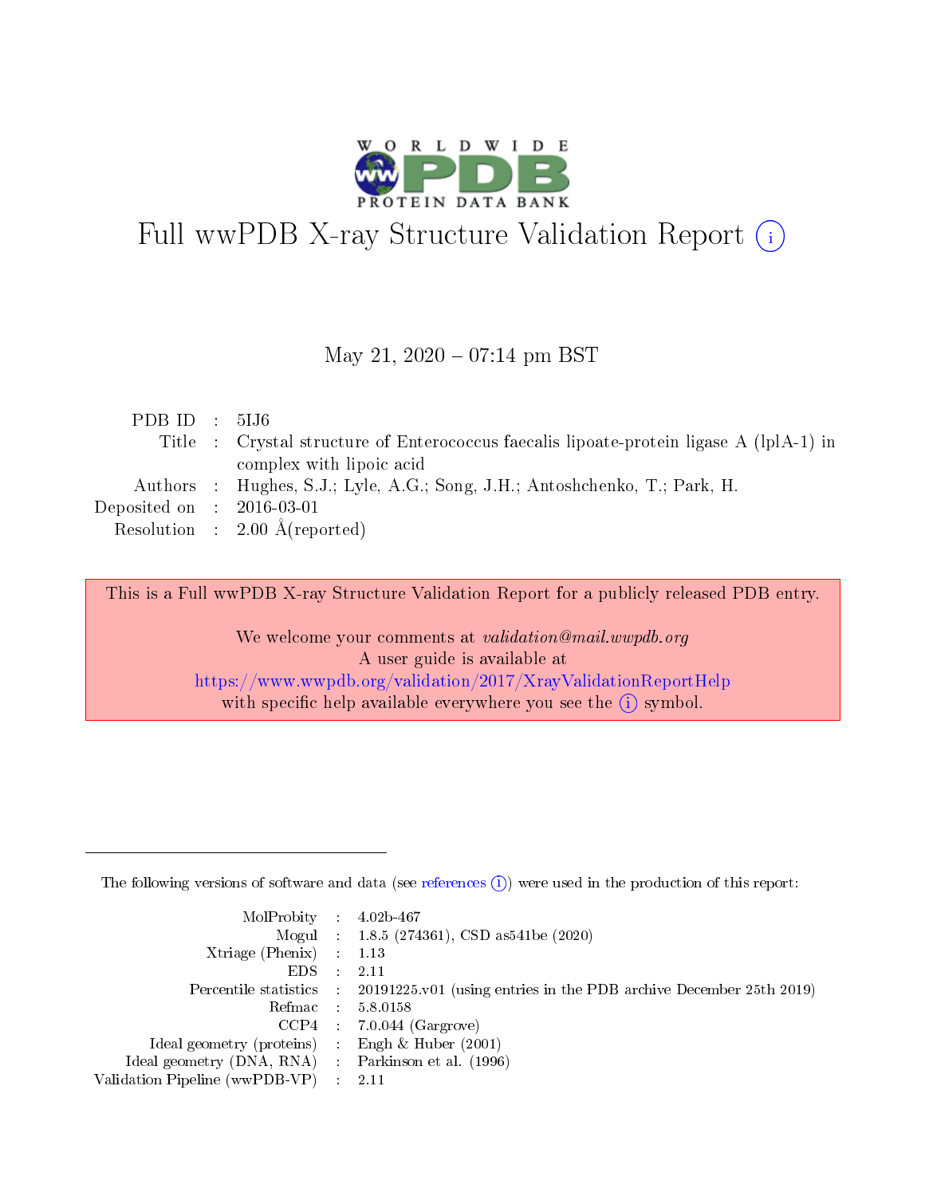# Full wwPDB X-ray Structure Validation Report (i)

May 21, 2020 – 07:14 pm BST

| | | |
|---|---|---|
| PDB ID | : | 5IJ6 |
| Title | : | Crystal structure of Enterococcus faecalis lipoate-protein ligase A (lplA-1) in complex with lipoic acid |
| Authors | : | Hughes, S.J.; Lyle, A.G.; Song, J.H.; Antoshchenko, T.; Park, H. |
| Deposited on | : | 2016-03-01 |
| Resolution | : | 2.00 Å(reported) |

This is a Full wwPDB X-ray Structure Validation Report for a publicly released PDB entry.

We welcome your comments at *validation@mail.wwpdb.org*
A user guide is available at
https://www.wwpdb.org/validation/2017/XrayValidationReportHelp
with specific help available everywhere you see the (i) symbol.

---

The following versions of software and data (see references (i)) were used in the production of this report:

| | | |
|---|---|---|
| MolProbity | : | 4.02b-467 |
| Mogul | : | 1.8.5 (274361), CSD as541be (2020) |
| Xtriage (Phenix) | : | 1.13 |
| EDS | : | 2.11 |
| Percentile statistics | : | 20191225.v01 (using entries in the PDB archive December 25th 2019) |
| Refmac | : | 5.8.0158 |
| CCP4 | : | 7.0.044 (Gargrove) |
| Ideal geometry (proteins) | : | Engh & Huber (2001) |
| Ideal geometry (DNA, RNA) | : | Parkinson et al. (1996) |
| Validation Pipeline (wwPDB-VP) | : | 2.11 |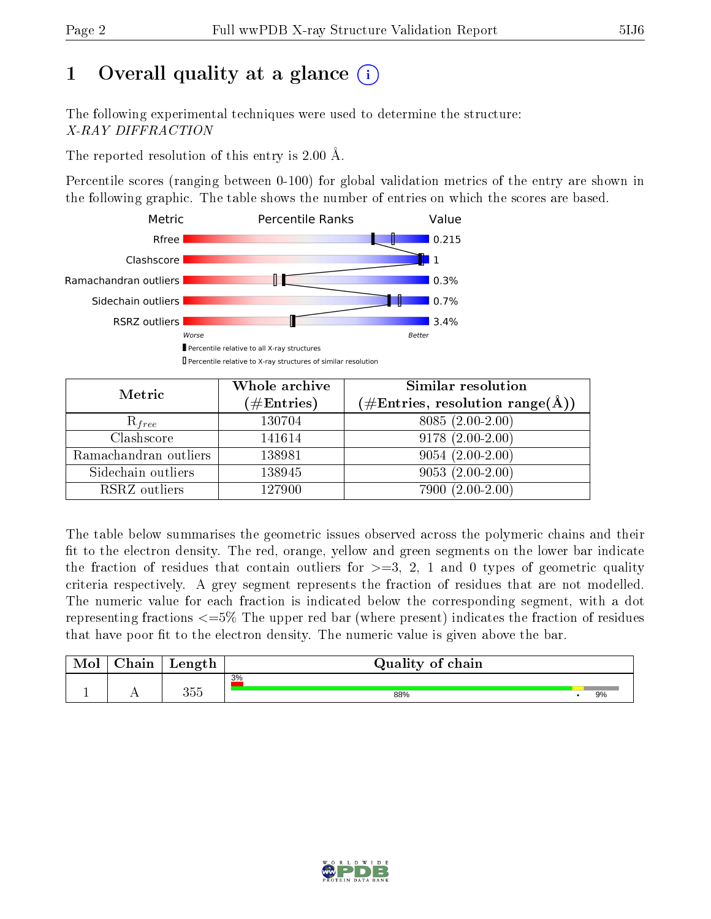# 1 Overall quality at a glance

The following experimental techniques were used to determine the structure:
*X-RAY DIFFRACTION*

The reported resolution of this entry is 2.00 Å.

Percentile scores (ranging between 0-100) for global validation metrics of the entry are shown in the following graphic. The table shows the number of entries on which the scores are based.

| Metric | Value |
|---|---|
| Rfree | 0.215 |
| Clashscore | 1 |
| Ramachandran outliers | 0.3% |
| Sidechain outliers | 0.7% |
| RSRZ outliers | 3.4% |

| Metric | Whole archive (#Entries) | Similar resolution (#Entries, resolution range(Å)) |
|---|---|---|
| $R_{free}$ | 130704 | 8085 (2.00-2.00) |
| Clashscore | 141614 | 9178 (2.00-2.00) |
| Ramachandran outliers | 138981 | 9054 (2.00-2.00) |
| Sidechain outliers | 138945 | 9053 (2.00-2.00) |
| RSRZ outliers | 127900 | 7900 (2.00-2.00) |

The table below summarises the geometric issues observed across the polymeric chains and their fit to the electron density. The red, orange, yellow and green segments on the lower bar indicate the fraction of residues that contain outliers for >=3, 2, 1 and 0 types of geometric quality criteria respectively. A grey segment represents the fraction of residues that are not modelled. The numeric value for each fraction is indicated below the corresponding segment, with a dot representing fractions <=5% The upper red bar (where present) indicates the fraction of residues that have poor fit to the electron density. The numeric value is given above the bar.

| Mol | Chain | Length | Quality of chain |
|---|---|---|---|
| 1 | A | 355 | 3% / 88% • 9% |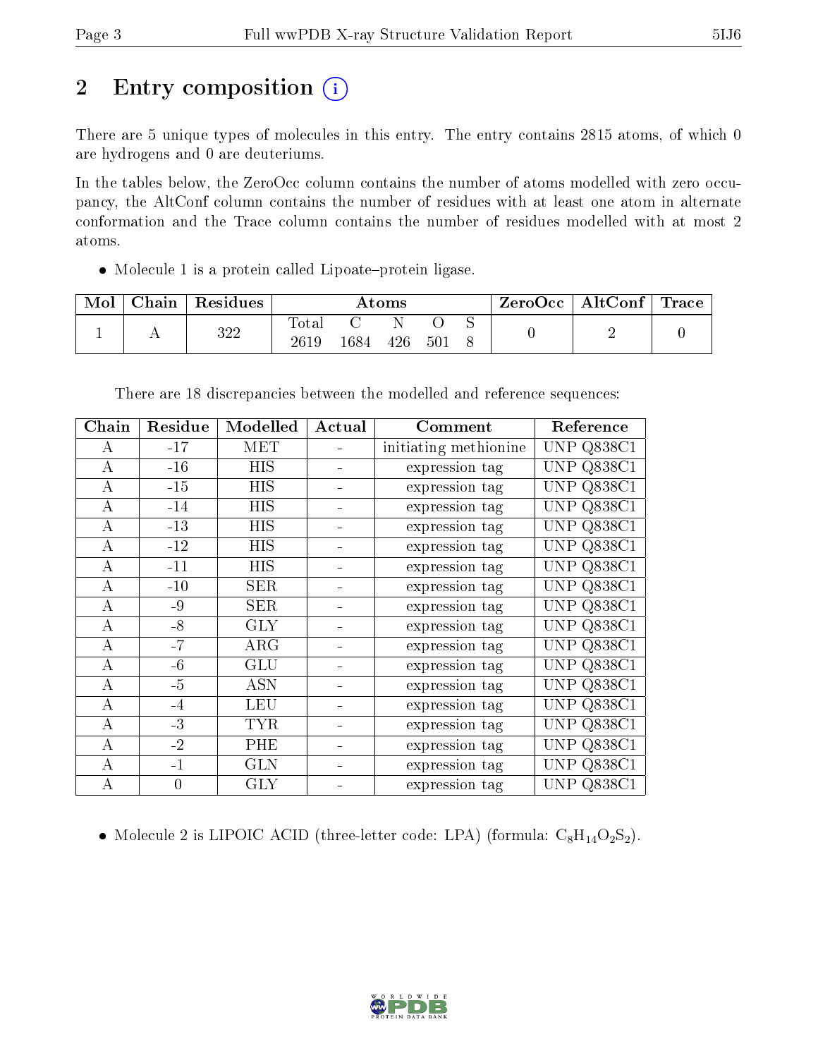# 2 Entry composition

There are 5 unique types of molecules in this entry. The entry contains 2815 atoms, of which 0 are hydrogens and 0 are deuteriums.

In the tables below, the ZeroOcc column contains the number of atoms modelled with zero occupancy, the AltConf column contains the number of residues with at least one atom in alternate conformation and the Trace column contains the number of residues modelled with at most 2 atoms.

- Molecule 1 is a protein called Lipoate–protein ligase.

| Mol | Chain | Residues | Atoms | | | | | ZeroOcc | AltConf | Trace |
|---|---|---|---|---|---|---|---|---|---|---|
| | | | Total | C | N | O | S | | | |
| 1 | A | 322 | 2619 | 1684 | 426 | 501 | 8 | 0 | 2 | 0 |

There are 18 discrepancies between the modelled and reference sequences:

| Chain | Residue | Modelled | Actual | Comment | Reference |
|---|---|---|---|---|---|
| A | -17 | MET | - | initiating methionine | UNP Q838C1 |
| A | -16 | HIS | - | expression tag | UNP Q838C1 |
| A | -15 | HIS | - | expression tag | UNP Q838C1 |
| A | -14 | HIS | - | expression tag | UNP Q838C1 |
| A | -13 | HIS | - | expression tag | UNP Q838C1 |
| A | -12 | HIS | - | expression tag | UNP Q838C1 |
| A | -11 | HIS | - | expression tag | UNP Q838C1 |
| A | -10 | SER | - | expression tag | UNP Q838C1 |
| A | -9 | SER | - | expression tag | UNP Q838C1 |
| A | -8 | GLY | - | expression tag | UNP Q838C1 |
| A | -7 | ARG | - | expression tag | UNP Q838C1 |
| A | -6 | GLU | - | expression tag | UNP Q838C1 |
| A | -5 | ASN | - | expression tag | UNP Q838C1 |
| A | -4 | LEU | - | expression tag | UNP Q838C1 |
| A | -3 | TYR | - | expression tag | UNP Q838C1 |
| A | -2 | PHE | - | expression tag | UNP Q838C1 |
| A | -1 | GLN | - | expression tag | UNP Q838C1 |
| A | 0 | GLY | - | expression tag | UNP Q838C1 |

- Molecule 2 is LIPOIC ACID (three-letter code: LPA) (formula: $C_8H_{14}O_2S_2$).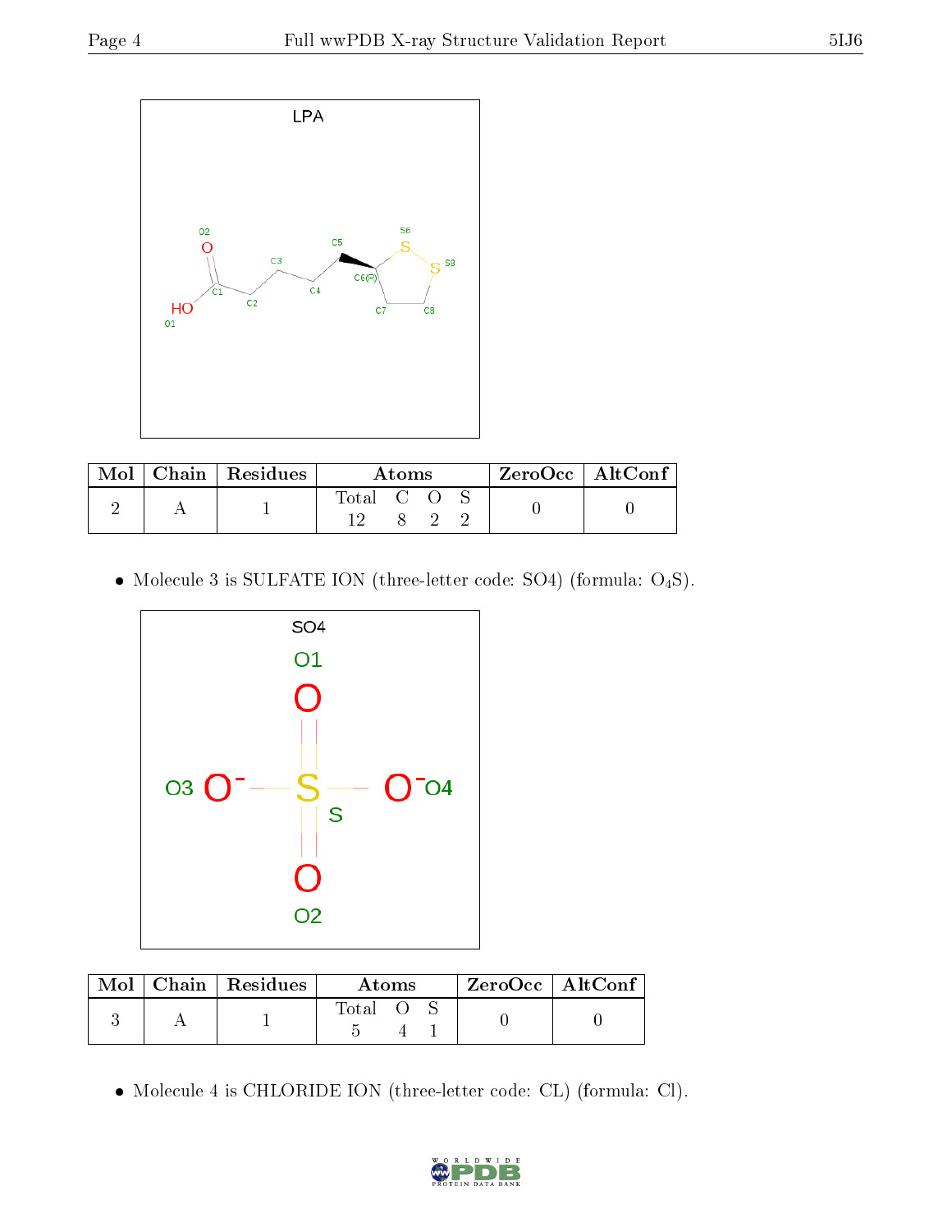| Mol | Chain | Residues | Atoms | | | | ZeroOcc | AltConf |
|---|---|---|---|---|---|---|---|---|
| | | | Total | C | O | S | | |
| 2 | A | 1 | 12 | 8 | 2 | 2 | 0 | 0 |

- Molecule 3 is SULFATE ION (three-letter code: SO4) (formula: $O_4S$).

| Mol | Chain | Residues | Atoms | | | ZeroOcc | AltConf |
|---|---|---|---|---|---|---|---|
| | | | Total | O | S | | |
| 3 | A | 1 | 5 | 4 | 1 | 0 | 0 |

- Molecule 4 is CHLORIDE ION (three-letter code: CL) (formula: Cl).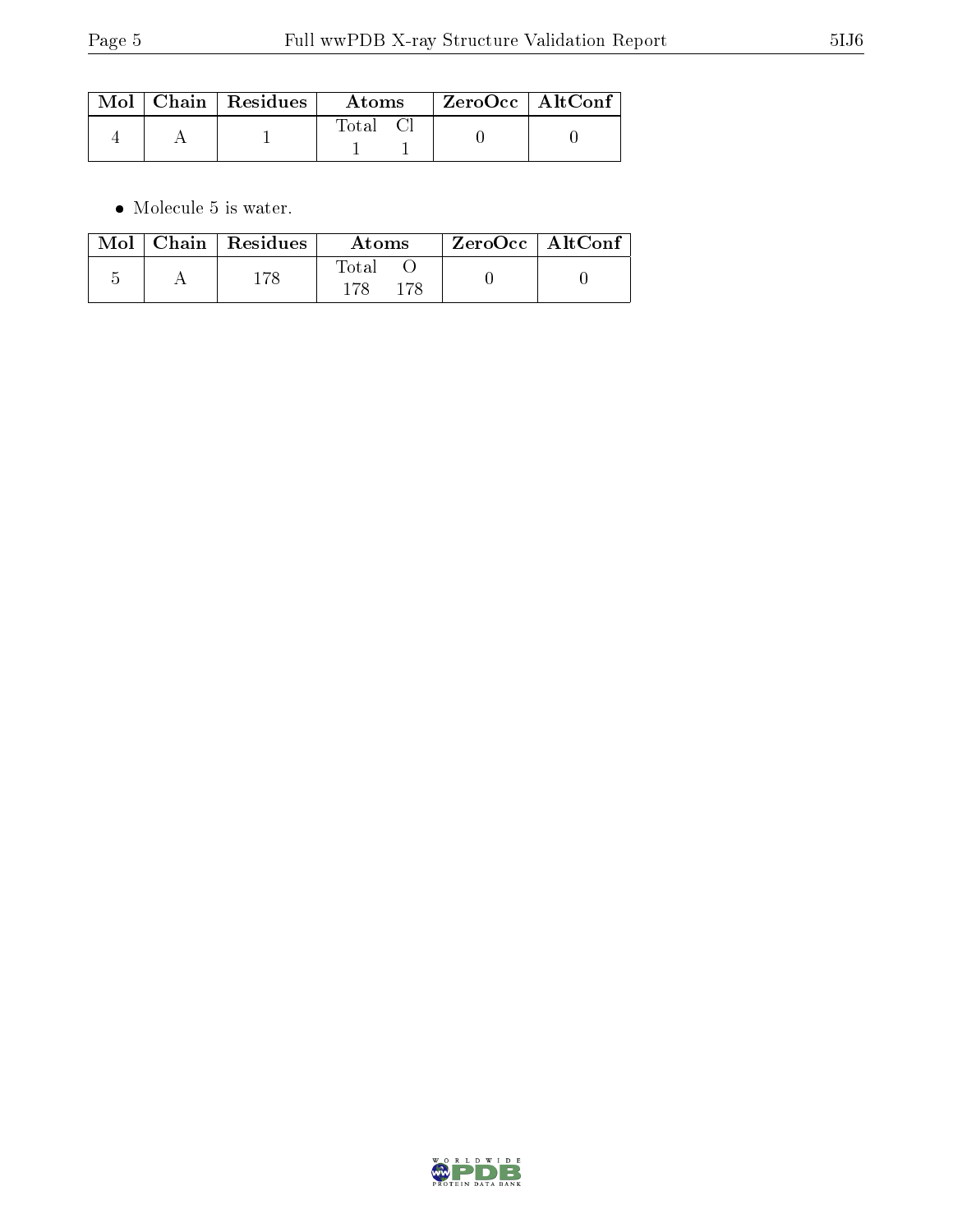| Mol | Chain | Residues | Atoms | | ZeroOcc | AltConf |
|---|---|---|---|---|---|---|
| | | | Total | Cl | | |
| 4 | A | 1 | 1 | 1 | 0 | 0 |

- Molecule 5 is water.

| Mol | Chain | Residues | Atoms | | ZeroOcc | AltConf |
|---|---|---|---|---|---|---|
| | | | Total | O | | |
| 5 | A | 178 | 178 | 178 | 0 | 0 |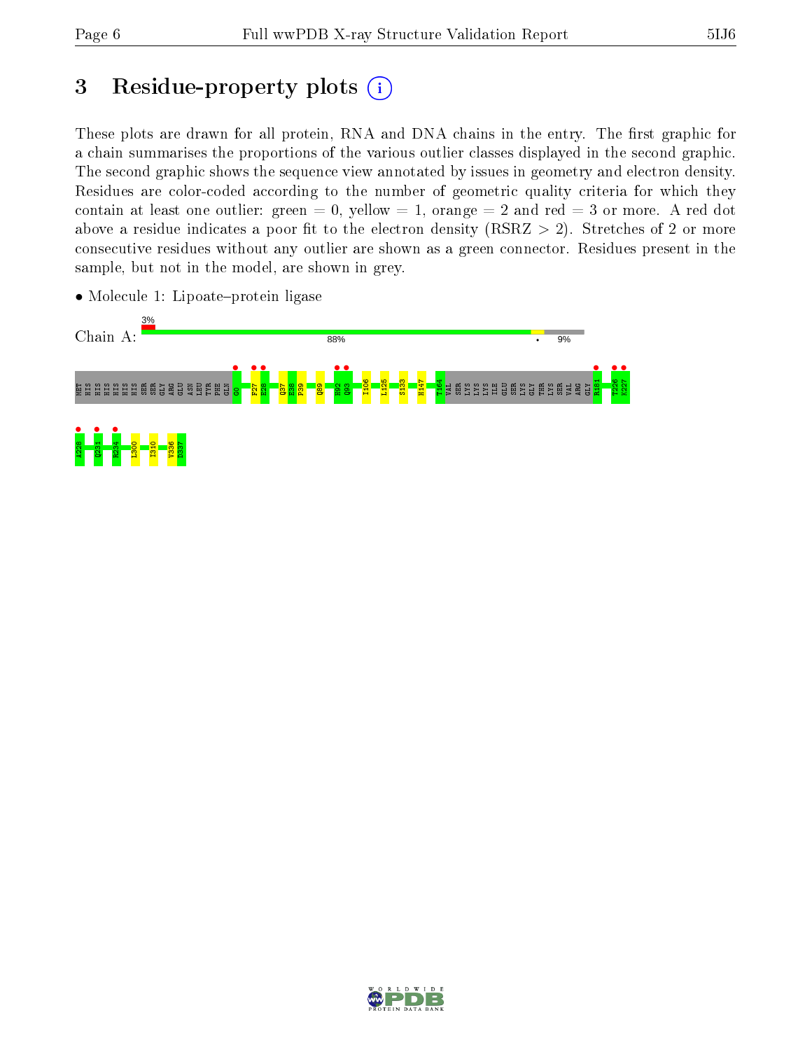# 3 Residue-property plots

These plots are drawn for all protein, RNA and DNA chains in the entry. The first graphic for a chain summarises the proportions of the various outlier classes displayed in the second graphic. The second graphic shows the sequence view annotated by issues in geometry and electron density. Residues are color-coded according to the number of geometric quality criteria for which they contain at least one outlier: green = 0, yellow = 1, orange = 2 and red = 3 or more. A red dot above a residue indicates a poor fit to the electron density (RSRZ > 2). Stretches of 2 or more consecutive residues without any outlier are shown as a green connector. Residues present in the sample, but not in the model, are shown in grey.

- Molecule 1: Lipoate–protein ligase

Chain A: 3% | 88% | • | 9%

MET HIS HIS HIS HIS HIS HIS SER SER GLY ARG GLU ASN LEU TYR PHE GLN G0 F27 E28 Q37 E38 P39 Q89 H92 Q93 I106 L125 S133 H147 T164 VAL SER LYS LYS LYS ILE GLU SER LYS GLY THR LYS SER VAL ARG GLY R181 T226 K227 A228 Q231 R234 L300 I310 V336 D337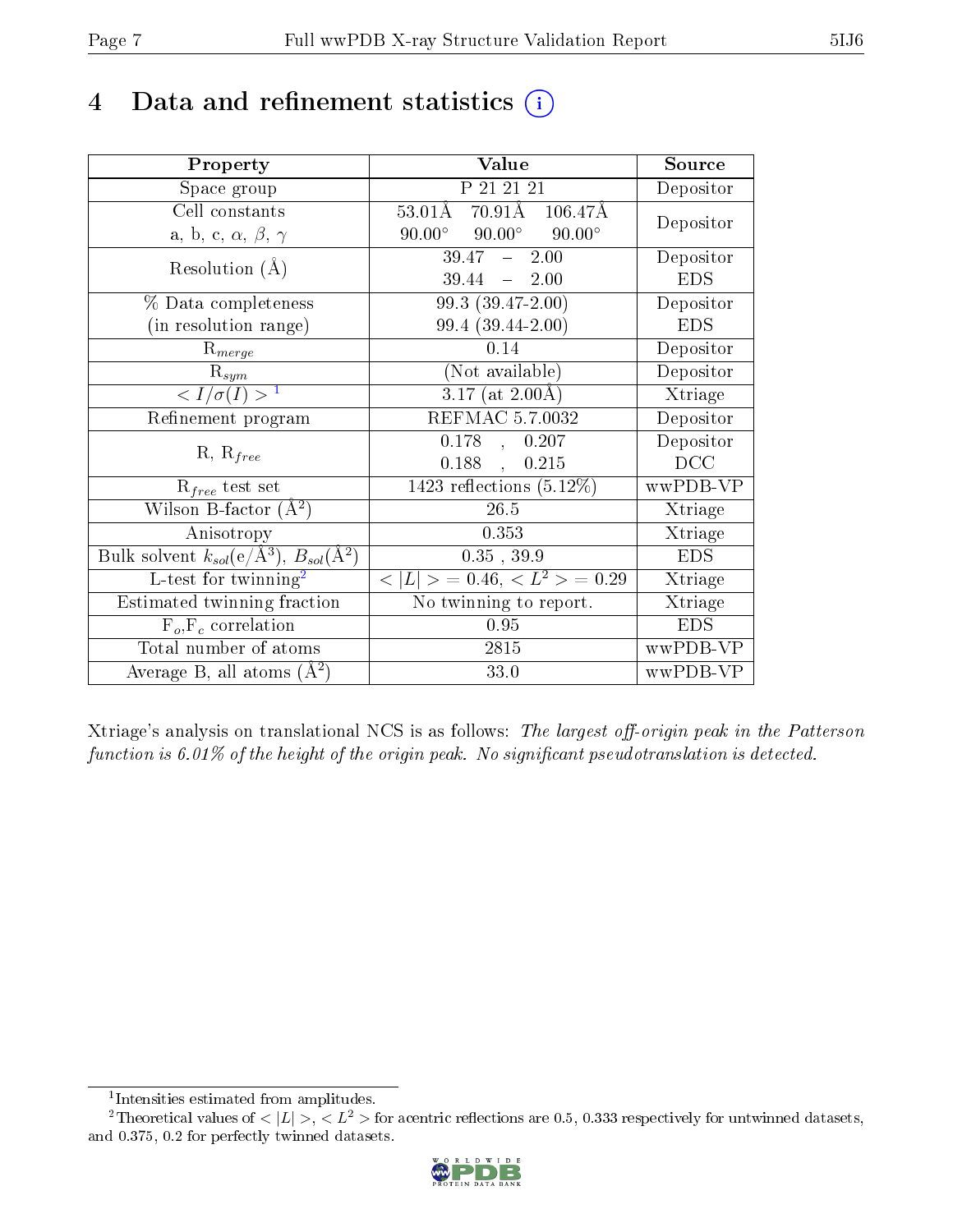# 4 Data and refinement statistics ⓘ

| Property | Value | Source |
|---|---|---|
| Space group | P 21 21 21 | Depositor |
| Cell constants<br>a, b, c, $\alpha$, $\beta$, $\gamma$ | 53.01Å 70.91Å 106.47Å<br>90.00° 90.00° 90.00° | Depositor |
| Resolution (Å) | 39.47 – 2.00<br>39.44 – 2.00 | Depositor<br>EDS |
| % Data completeness<br>(in resolution range) | 99.3 (39.47-2.00)<br>99.4 (39.44-2.00) | Depositor<br>EDS |
| $R_{merge}$ | 0.14 | Depositor |
| $R_{sym}$ | (Not available) | Depositor |
| $< I/\sigma(I) >$ [1] | 3.17 (at 2.00Å) | Xtriage |
| Refinement program | REFMAC 5.7.0032 | Depositor |
| R, $R_{free}$ | 0.178 , 0.207<br>0.188 , 0.215 | Depositor<br>DCC |
| $R_{free}$ test set | 1423 reflections (5.12%) | wwPDB-VP |
| Wilson B-factor (Å$^2$) | 26.5 | Xtriage |
| Anisotropy | 0.353 | Xtriage |
| Bulk solvent $k_{sol}$(e/Å$^3$), $B_{sol}$(Å$^2$) | 0.35 , 39.9 | EDS |
| L-test for twinning[2] | $< \lvert L \rvert >$ = 0.46, $< L^2 >$ = 0.29 | Xtriage |
| Estimated twinning fraction | No twinning to report. | Xtriage |
| $F_o$,$F_c$ correlation | 0.95 | EDS |
| Total number of atoms | 2815 | wwPDB-VP |
| Average B, all atoms (Å$^2$) | 33.0 | wwPDB-VP |

Xtriage's analysis on translational NCS is as follows: *The largest off-origin peak in the Patterson function is 6.01% of the height of the origin peak. No significant pseudotranslation is detected.*

[1] Intensities estimated from amplitudes.

[2] Theoretical values of $< \lvert L \rvert >$, $< L^2 >$ for acentric reflections are 0.5, 0.333 respectively for untwinned datasets, and 0.375, 0.2 for perfectly twinned datasets.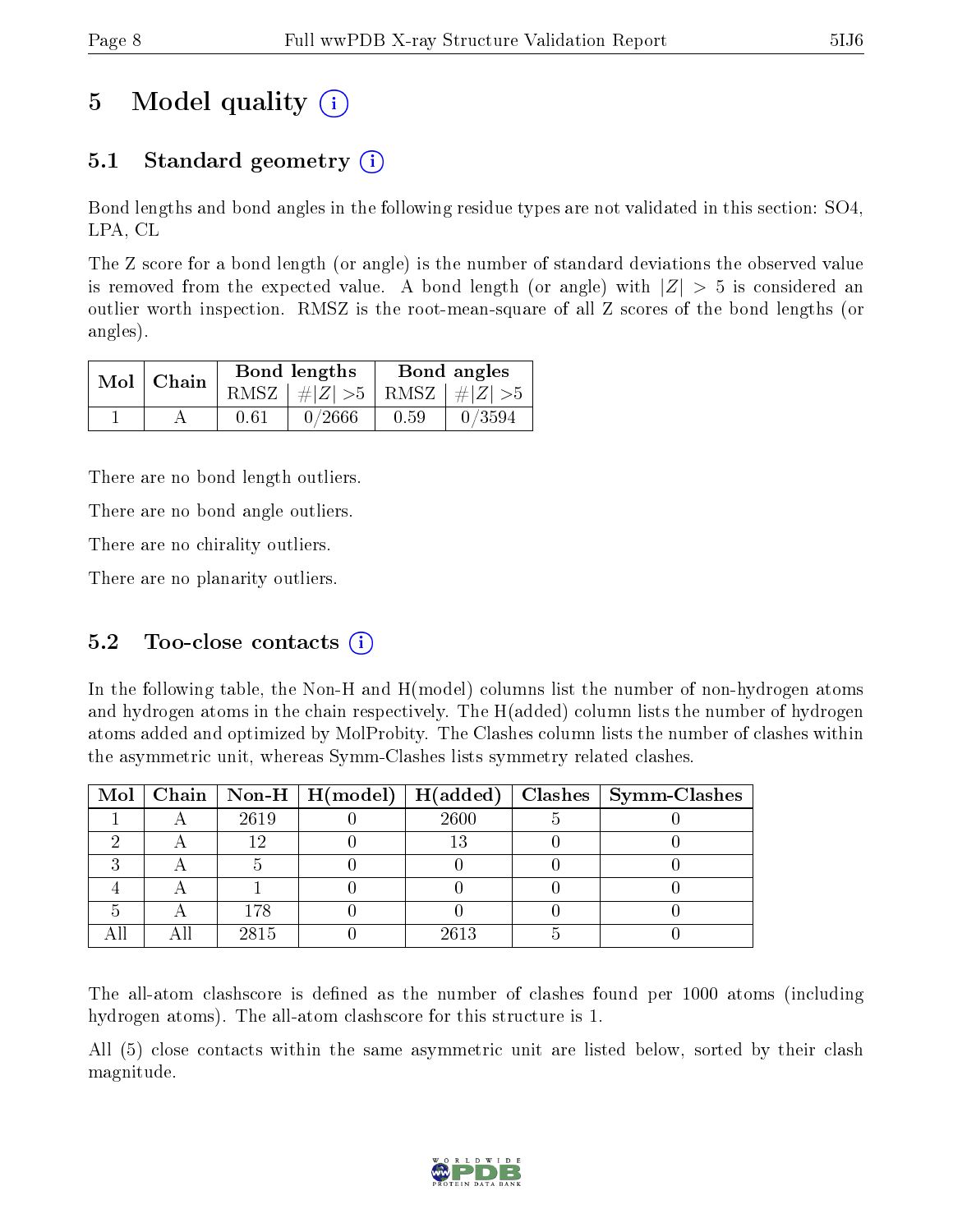# 5 Model quality (i)

## 5.1 Standard geometry (i)

Bond lengths and bond angles in the following residue types are not validated in this section: SO4, LPA, CL

The Z score for a bond length (or angle) is the number of standard deviations the observed value is removed from the expected value. A bond length (or angle) with $|Z| > 5$ is considered an outlier worth inspection. RMSZ is the root-mean-square of all Z scores of the bond lengths (or angles).

| Mol | Chain | Bond lengths | | Bond angles | |
|---|---|---|---|---|---|
| | | RMSZ | $\#\|Z\| > 5$ | RMSZ | $\#\|Z\| > 5$ |
| 1 | A | 0.61 | 0/2666 | 0.59 | 0/3594 |

There are no bond length outliers.

There are no bond angle outliers.

There are no chirality outliers.

There are no planarity outliers.

## 5.2 Too-close contacts (i)

In the following table, the Non-H and H(model) columns list the number of non-hydrogen atoms and hydrogen atoms in the chain respectively. The H(added) column lists the number of hydrogen atoms added and optimized by MolProbity. The Clashes column lists the number of clashes within the asymmetric unit, whereas Symm-Clashes lists symmetry related clashes.

| Mol | Chain | Non-H | H(model) | H(added) | Clashes | Symm-Clashes |
|---|---|---|---|---|---|---|
| 1 | A | 2619 | 0 | 2600 | 5 | 0 |
| 2 | A | 12 | 0 | 13 | 0 | 0 |
| 3 | A | 5 | 0 | 0 | 0 | 0 |
| 4 | A | 1 | 0 | 0 | 0 | 0 |
| 5 | A | 178 | 0 | 0 | 0 | 0 |
| All | All | 2815 | 0 | 2613 | 5 | 0 |

The all-atom clashscore is defined as the number of clashes found per 1000 atoms (including hydrogen atoms). The all-atom clashscore for this structure is 1.

All (5) close contacts within the same asymmetric unit are listed below, sorted by their clash magnitude.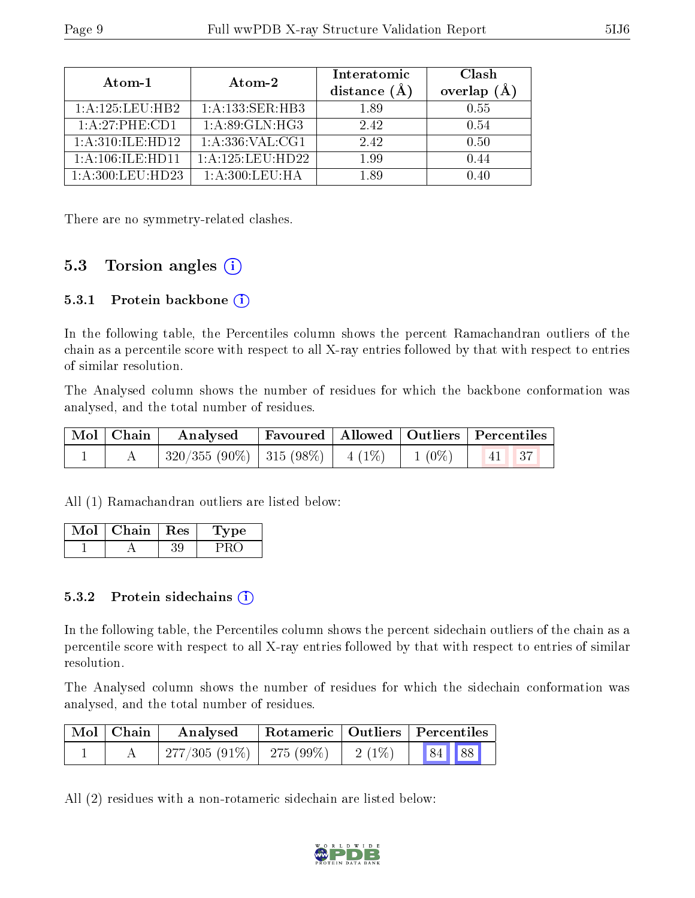| Atom-1 | Atom-2 | Interatomic distance (Å) | Clash overlap (Å) |
|---|---|---|---|
| 1:A:125:LEU:HB2 | 1:A:133:SER:HB3 | 1.89 | 0.55 |
| 1:A:27:PHE:CD1 | 1:A:89:GLN:HG3 | 2.42 | 0.54 |
| 1:A:310:ILE:HD12 | 1:A:336:VAL:CG1 | 2.42 | 0.50 |
| 1:A:106:ILE:HD11 | 1:A:125:LEU:HD22 | 1.99 | 0.44 |
| 1:A:300:LEU:HD23 | 1:A:300:LEU:HA | 1.89 | 0.40 |

There are no symmetry-related clashes.

## 5.3 Torsion angles

### 5.3.1 Protein backbone

In the following table, the Percentiles column shows the percent Ramachandran outliers of the chain as a percentile score with respect to all X-ray entries followed by that with respect to entries of similar resolution.

The Analysed column shows the number of residues for which the backbone conformation was analysed, and the total number of residues.

| Mol | Chain | Analysed | Favoured | Allowed | Outliers | Percentiles | |
|---|---|---|---|---|---|---|---|
| 1 | A | 320/355 (90%) | 315 (98%) | 4 (1%) | 1 (0%) | 41 | 37 |

All (1) Ramachandran outliers are listed below:

| Mol | Chain | Res | Type |
|---|---|---|---|
| 1 | A | 39 | PRO |

### 5.3.2 Protein sidechains

In the following table, the Percentiles column shows the percent sidechain outliers of the chain as a percentile score with respect to all X-ray entries followed by that with respect to entries of similar resolution.

The Analysed column shows the number of residues for which the sidechain conformation was analysed, and the total number of residues.

| Mol | Chain | Analysed | Rotameric | Outliers | Percentiles | |
|---|---|---|---|---|---|---|
| 1 | A | 277/305 (91%) | 275 (99%) | 2 (1%) | 84 | 88 |

All (2) residues with a non-rotameric sidechain are listed below: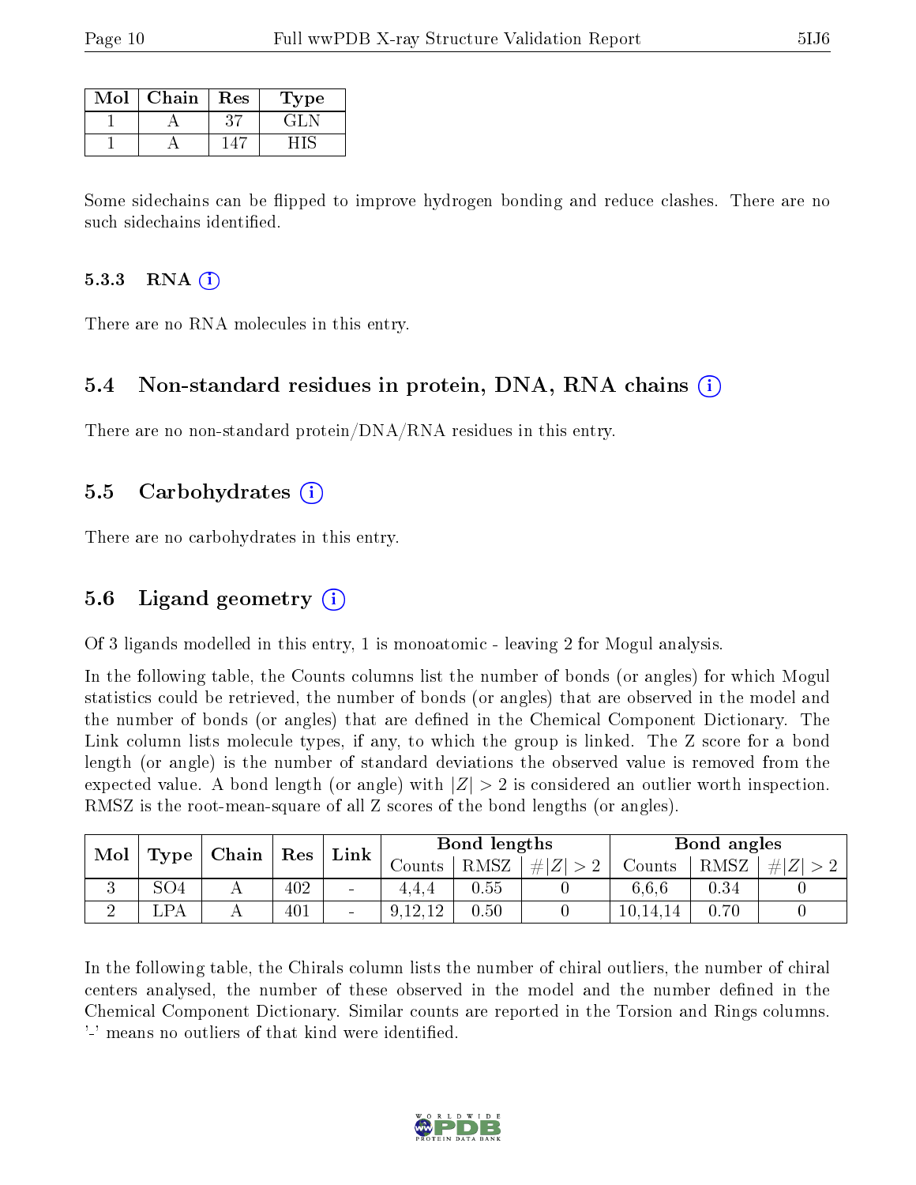| Mol | Chain | Res | Type |
|---|---|---|---|
| 1 | A | 37 | GLN |
| 1 | A | 147 | HIS |

Some sidechains can be flipped to improve hydrogen bonding and reduce clashes. There are no such sidechains identified.

#### 5.3.3 RNA

There are no RNA molecules in this entry.

### 5.4 Non-standard residues in protein, DNA, RNA chains

There are no non-standard protein/DNA/RNA residues in this entry.

### 5.5 Carbohydrates

There are no carbohydrates in this entry.

### 5.6 Ligand geometry

Of 3 ligands modelled in this entry, 1 is monoatomic - leaving 2 for Mogul analysis.

In the following table, the Counts columns list the number of bonds (or angles) for which Mogul statistics could be retrieved, the number of bonds (or angles) that are observed in the model and the number of bonds (or angles) that are defined in the Chemical Component Dictionary. The Link column lists molecule types, if any, to which the group is linked. The Z score for a bond length (or angle) is the number of standard deviations the observed value is removed from the expected value. A bond length (or angle) with $|Z| > 2$ is considered an outlier worth inspection. RMSZ is the root-mean-square of all Z scores of the bond lengths (or angles).

| Mol | Type | Chain | Res | Link | Bond lengths | | | Bond angles | | |
|---|---|---|---|---|---|---|---|---|---|---|
| | | | | | Counts | RMSZ | $\#\|Z\| > 2$ | Counts | RMSZ | $\#\|Z\| > 2$ |
| 3 | SO4 | A | 402 | - | 4,4,4 | 0.55 | 0 | 6,6,6 | 0.34 | 0 |
| 2 | LPA | A | 401 | - | 9,12,12 | 0.50 | 0 | 10,14,14 | 0.70 | 0 |

In the following table, the Chirals column lists the number of chiral outliers, the number of chiral centers analysed, the number of these observed in the model and the number defined in the Chemical Component Dictionary. Similar counts are reported in the Torsion and Rings columns. '-' means no outliers of that kind were identified.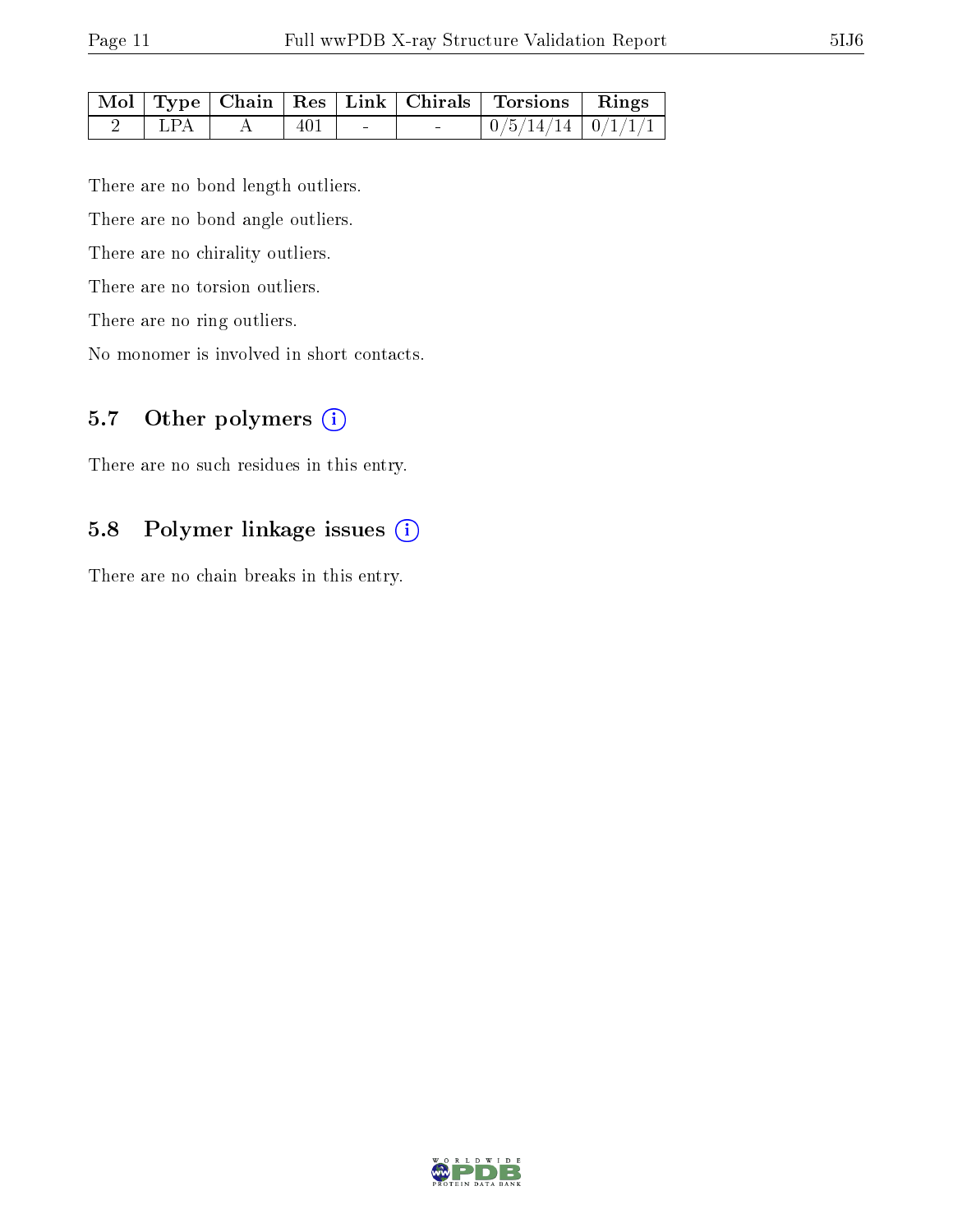| Mol | Type | Chain | Res | Link | Chirals | Torsions | Rings |
|---|---|---|---|---|---|---|---|
| 2 | LPA | A | 401 | - | - | 0/5/14/14 | 0/1/1/1 |

There are no bond length outliers.

There are no bond angle outliers.

There are no chirality outliers.

There are no torsion outliers.

There are no ring outliers.

No monomer is involved in short contacts.

### 5.7 Other polymers (i)

There are no such residues in this entry.

### 5.8 Polymer linkage issues (i)

There are no chain breaks in this entry.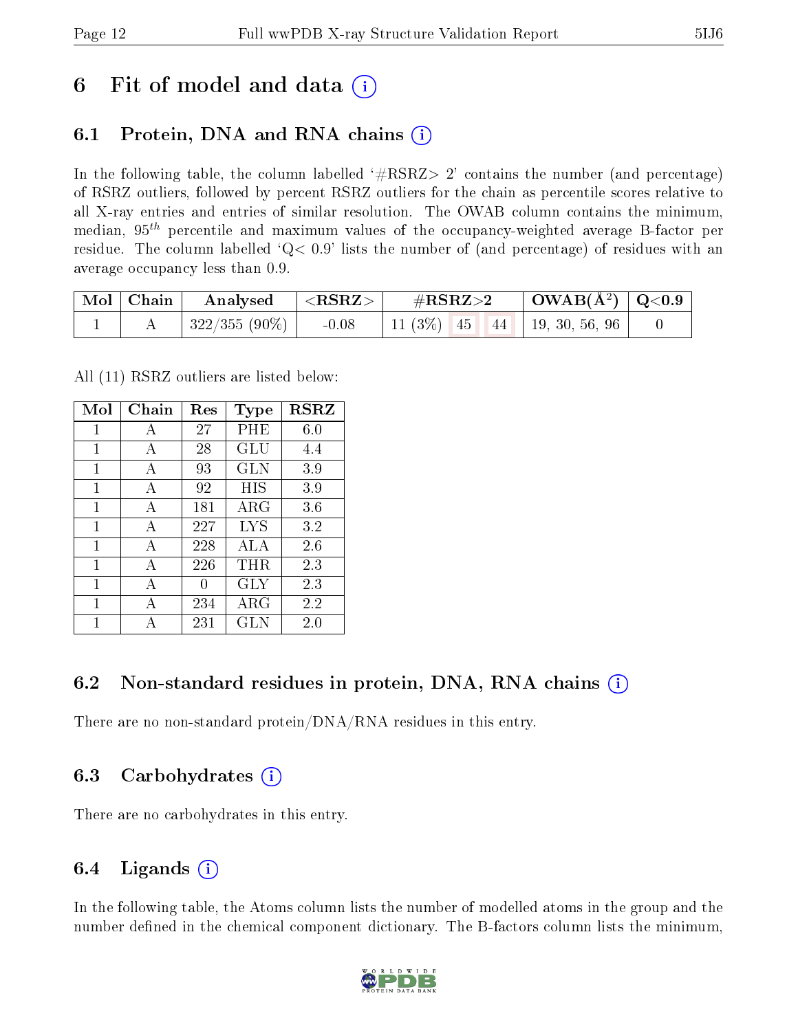# 6 Fit of model and data

## 6.1 Protein, DNA and RNA chains

In the following table, the column labelled '#RSRZ> 2' contains the number (and percentage) of RSRZ outliers, followed by percent RSRZ outliers for the chain as percentile scores relative to all X-ray entries and entries of similar resolution. The OWAB column contains the minimum, median, $95^{th}$ percentile and maximum values of the occupancy-weighted average B-factor per residue. The column labelled 'Q< 0.9' lists the number of (and percentage) of residues with an average occupancy less than 0.9.

| Mol | Chain | Analysed | <RSRZ> | #RSRZ>2 | | | OWAB(Å$^2$) | Q<0.9 |
|---|---|---|---|---|---|---|---|---|
| 1 | A | 322/355 (90%) | -0.08 | 11 (3%) | 45 | 44 | 19, 30, 56, 96 | 0 |

All (11) RSRZ outliers are listed below:

| Mol | Chain | Res | Type | RSRZ |
|---|---|---|---|---|
| 1 | A | 27 | PHE | 6.0 |
| 1 | A | 28 | GLU | 4.4 |
| 1 | A | 93 | GLN | 3.9 |
| 1 | A | 92 | HIS | 3.9 |
| 1 | A | 181 | ARG | 3.6 |
| 1 | A | 227 | LYS | 3.2 |
| 1 | A | 228 | ALA | 2.6 |
| 1 | A | 226 | THR | 2.3 |
| 1 | A | 0 | GLY | 2.3 |
| 1 | A | 234 | ARG | 2.2 |
| 1 | A | 231 | GLN | 2.0 |

## 6.2 Non-standard residues in protein, DNA, RNA chains

There are no non-standard protein/DNA/RNA residues in this entry.

## 6.3 Carbohydrates

There are no carbohydrates in this entry.

## 6.4 Ligands

In the following table, the Atoms column lists the number of modelled atoms in the group and the number defined in the chemical component dictionary. The B-factors column lists the minimum,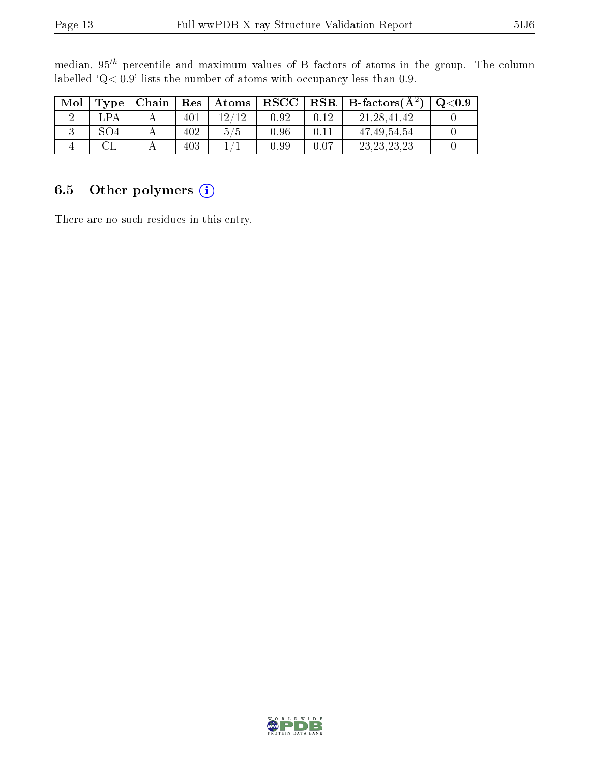median, $95^{th}$ percentile and maximum values of B factors of atoms in the group. The column labelled 'Q< 0.9' lists the number of atoms with occupancy less than 0.9.

| Mol | Type | Chain | Res | Atoms | RSCC | RSR | B-factors(Å$^2$) | Q<0.9 |
|---|---|---|---|---|---|---|---|---|
| 2 | LPA | A | 401 | 12/12 | 0.92 | 0.12 | 21,28,41,42 | 0 |
| 3 | SO4 | A | 402 | 5/5 | 0.96 | 0.11 | 47,49,54,54 | 0 |
| 4 | CL | A | 403 | 1/1 | 0.99 | 0.07 | 23,23,23,23 | 0 |

### 6.5 Other polymers

There are no such residues in this entry.